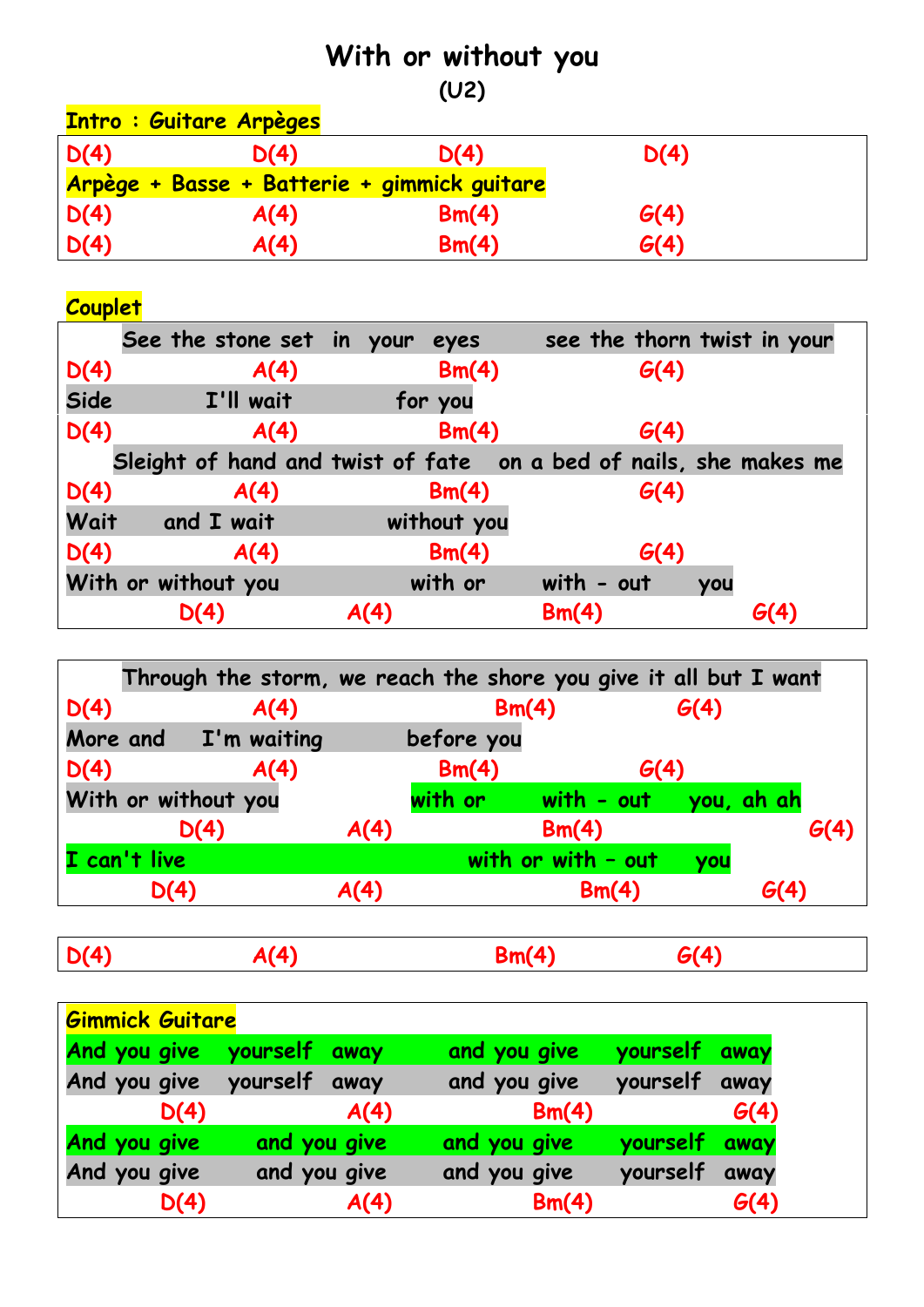# With or without you

**(U2)**

**Intro : Guitare Arpèges**

| | | | |
|---|---|---|---|
| D(4) | D(4) | D(4) | D(4) |
| **Arpège + Basse + Batterie + gimmick guitare** | | | |
| D(4) | A(4) | Bm(4) | G(4) |
| D(4) | A(4) | Bm(4) | G(4) |

**Couplet**

See the stone set in your eyes see the thorn twist in your

D(4) A(4) Bm(4) G(4)

Side I'll wait for you

D(4) A(4) Bm(4) G(4)

Sleight of hand and twist of fate on a bed of nails, she makes me

D(4) A(4) Bm(4) G(4)

Wait and I wait without you

D(4) A(4) Bm(4) G(4)

With or without you with or with - out you

D(4) A(4) Bm(4) G(4)

---

Through the storm, we reach the shore you give it all but I want

D(4) A(4) Bm(4) G(4)

More and I'm waiting before you

D(4) A(4) Bm(4) G(4)

With or without you with or with - out you, ah ah

D(4) A(4) Bm(4) G(4)

I can't live with or with – out you

D(4) A(4) Bm(4) G(4)

---

D(4) A(4) Bm(4) G(4)

---

**Gimmick Guitare**

And you give yourself away and you give yourself away

And you give yourself away and you give yourself away

D(4) A(4) Bm(4) G(4)

And you give and you give and you give yourself away

And you give and you give and you give yourself away

D(4) A(4) Bm(4) G(4)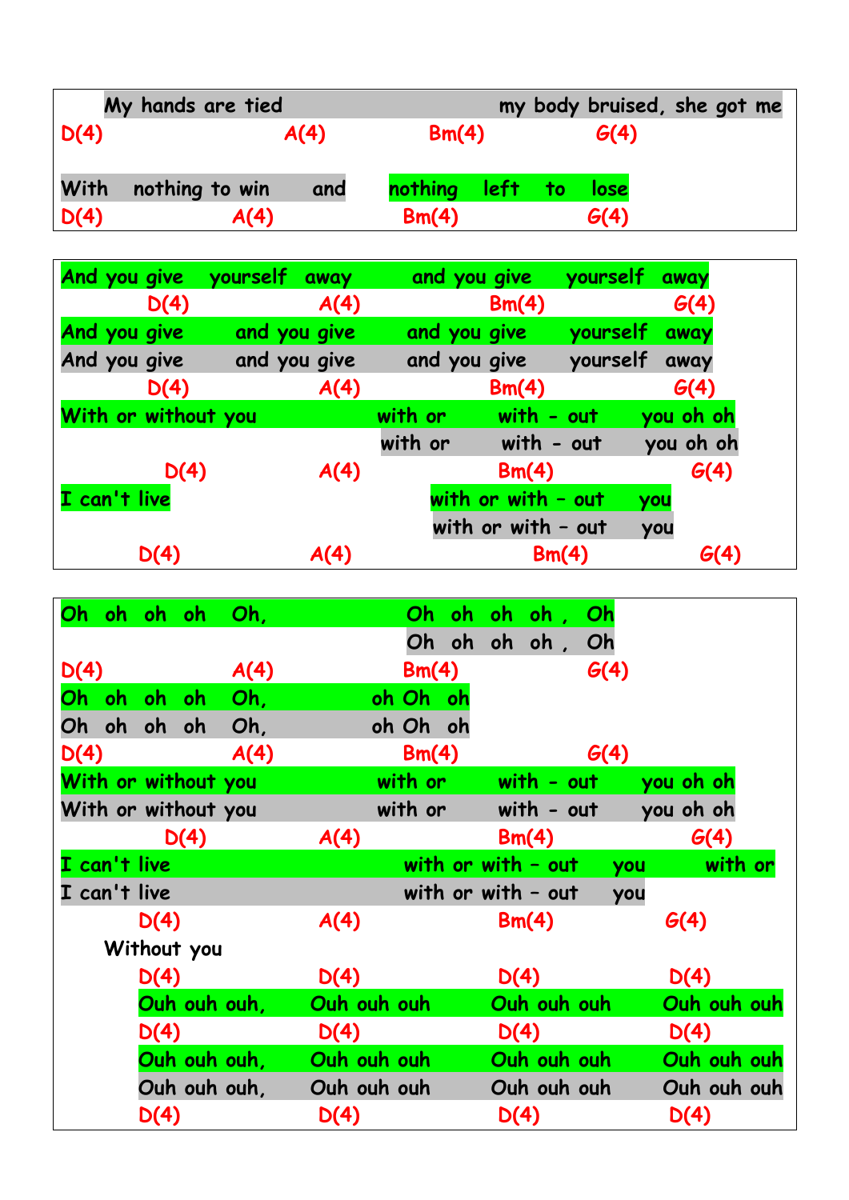My hands are tied                                    my body bruised, she got me

D(4)                    A(4)                    Bm(4)                    G(4)

With nothing to win and nothing left to lose

D(4)                    A(4)                    Bm(4)                    G(4)

---

And you give yourself away and you give yourself away

D(4)                    A(4)                    Bm(4)                    G(4)

And you give and you give and you give yourself away

And you give and you give and you give yourself away

D(4)                    A(4)                    Bm(4)                    G(4)

With or without you                    with or with - out you oh oh

with or with - out you oh oh

D(4)                    A(4)                    Bm(4)                    G(4)

I can't live                    with or with - out you

with or with - out you

D(4)                    A(4)                    Bm(4)                    G(4)

---

Oh oh oh oh Oh,                    Oh oh oh oh , Oh

Oh oh oh oh , Oh

D(4)                    A(4)                    Bm(4)                    G(4)

Oh oh oh oh Oh,                    oh Oh oh

Oh oh oh oh Oh,                    oh Oh oh

D(4)                    A(4)                    Bm(4)                    G(4)

With or without you                    with or with - out you oh oh

With or without you                    with or with - out you oh oh

D(4)                    A(4)                    Bm(4)                    G(4)

I can't live                    with or with - out you                    with or

I can't live                    with or with - out you

D(4)                    A(4)                    Bm(4)                    G(4)

Without you

D(4)                    D(4)                    D(4)                    D(4)

Ouh ouh ouh, Ouh ouh ouh Ouh ouh ouh Ouh ouh ouh

D(4)                    D(4)                    D(4)                    D(4)

Ouh ouh ouh, Ouh ouh ouh Ouh ouh ouh Ouh ouh ouh

Ouh ouh ouh, Ouh ouh ouh Ouh ouh ouh Ouh ouh ouh

D(4)                    D(4)                    D(4)                    D(4)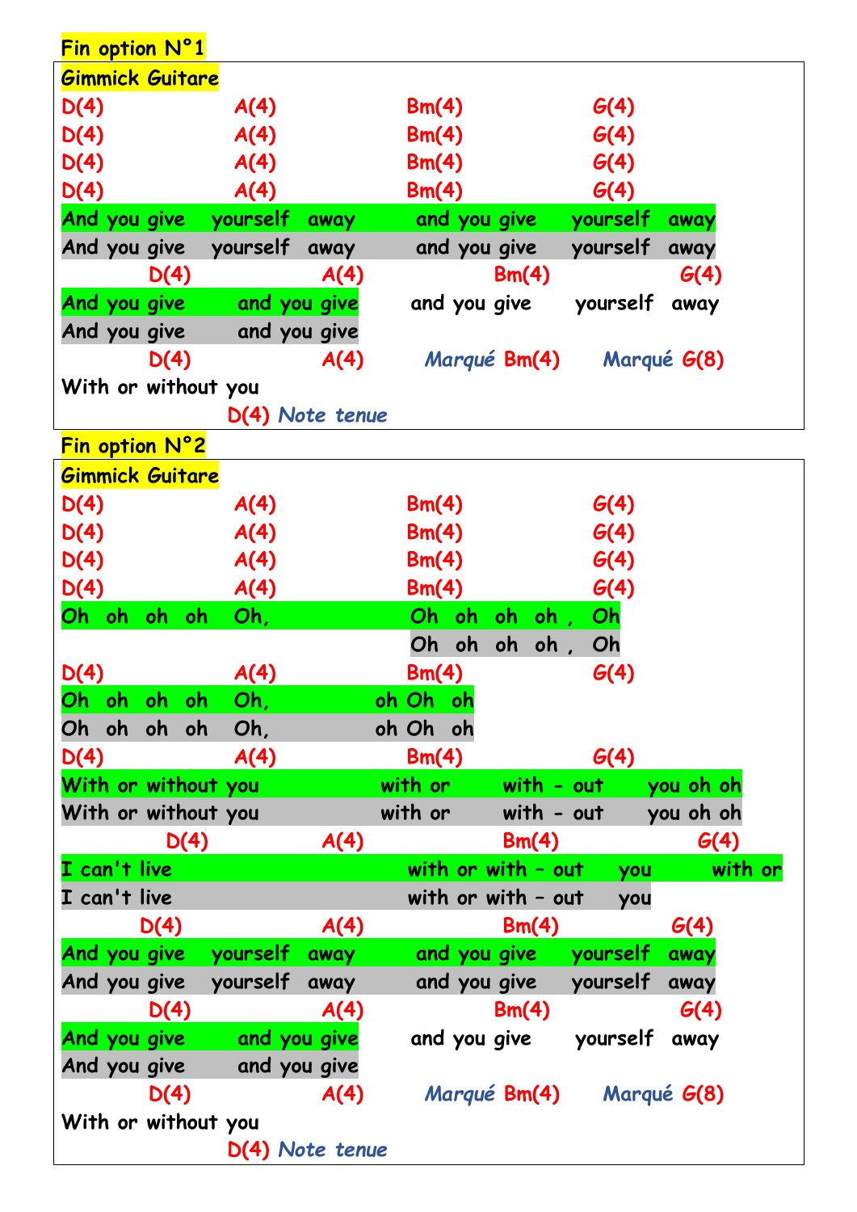## Fin option N°1

**Gimmick Guitare**

D(4) A(4) Bm(4) G(4)
D(4) A(4) Bm(4) G(4)
D(4) A(4) Bm(4) G(4)
D(4) A(4) Bm(4) G(4)

And you give yourself away and you give yourself away
And you give yourself away and you give yourself away

D(4) A(4) Bm(4) G(4)
And you give and you give and you give yourself away
And you give and you give

D(4) A(4) *Marqué* Bm(4) *Marqué* G(8)
With or without you

D(4) *Note tenue*

## Fin option N°2

**Gimmick Guitare**

D(4) A(4) Bm(4) G(4)
D(4) A(4) Bm(4) G(4)
D(4) A(4) Bm(4) G(4)
D(4) A(4) Bm(4) G(4)

Oh oh oh oh Oh, Oh oh oh oh , Oh
Oh oh oh oh , Oh

D(4) A(4) Bm(4) G(4)
Oh oh oh oh Oh, oh Oh oh
Oh oh oh oh Oh, oh Oh oh

D(4) A(4) Bm(4) G(4)
With or without you with or with - out you oh oh
With or without you with or with - out you oh oh

D(4) A(4) Bm(4) G(4)
I can't live with or with – out you with or
I can't live with or with – out you

D(4) A(4) Bm(4) G(4)
And you give yourself away and you give yourself away
And you give yourself away and you give yourself away

D(4) A(4) Bm(4) G(4)
And you give and you give and you give yourself away
And you give and you give

D(4) A(4) *Marqué* Bm(4) *Marqué* G(8)
With or without you

D(4) *Note tenue*